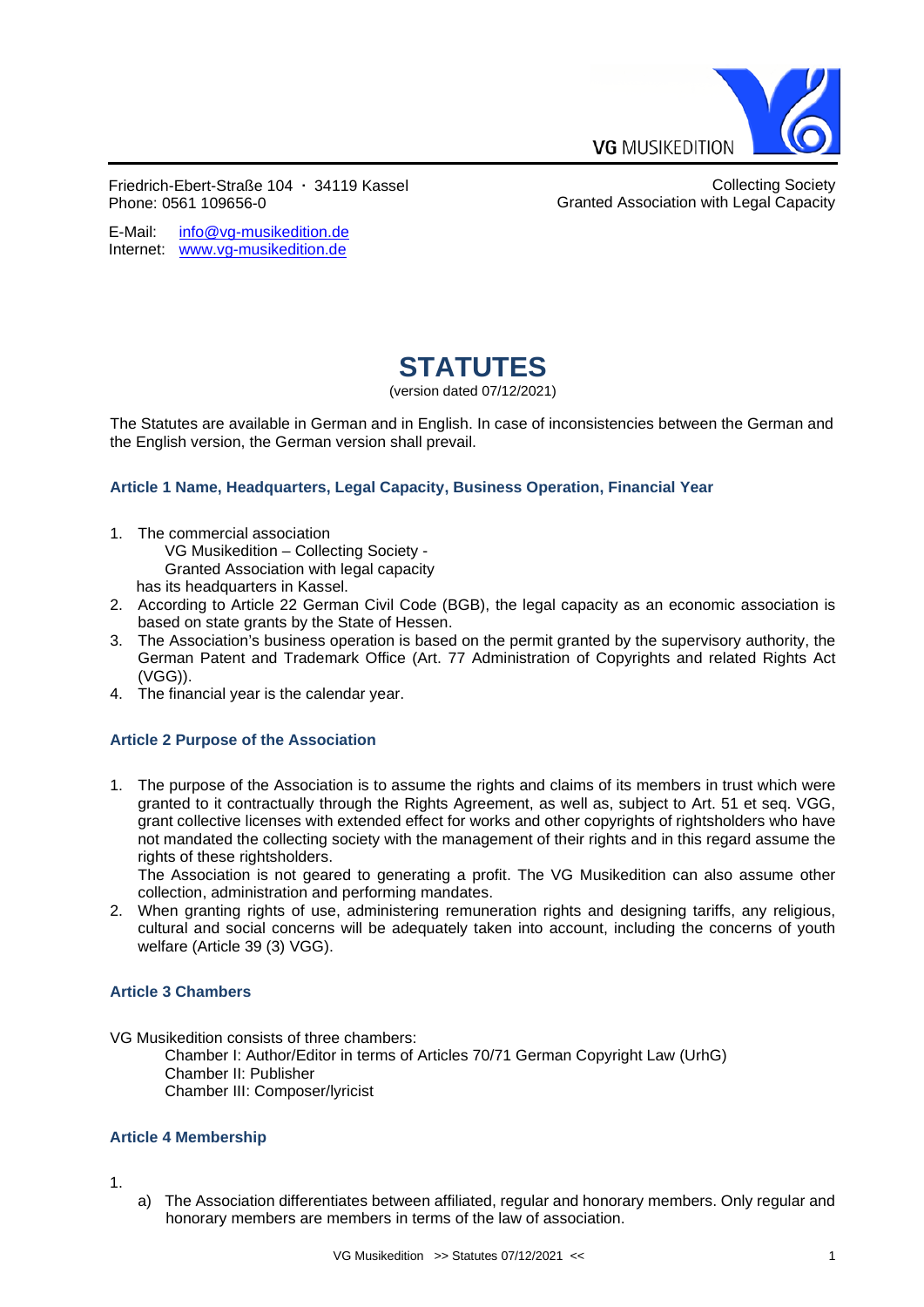VG MUSIKEDITION

Friedrich-Ebert-Straße 104 · 34119 Kassel
Phone: 0561 109656-0

E-Mail: info@vg-musikedition.de
Internet: www.vg-musikedition.de

Collecting Society
Granted Association with Legal Capacity

# STATUTES

(version dated 07/12/2021)

The Statutes are available in German and in English. In case of inconsistencies between the German and the English version, the German version shall prevail.

## Article 1 Name, Headquarters, Legal Capacity, Business Operation, Financial Year

1. The commercial association
   VG Musikedition – Collecting Society -
   Granted Association with legal capacity
   has its headquarters in Kassel.
2. According to Article 22 German Civil Code (BGB), the legal capacity as an economic association is based on state grants by the State of Hessen.
3. The Association's business operation is based on the permit granted by the supervisory authority, the German Patent and Trademark Office (Art. 77 Administration of Copyrights and related Rights Act (VGG)).
4. The financial year is the calendar year.

## Article 2 Purpose of the Association

1. The purpose of the Association is to assume the rights and claims of its members in trust which were granted to it contractually through the Rights Agreement, as well as, subject to Art. 51 et seq. VGG, grant collective licenses with extended effect for works and other copyrights of rightsholders who have not mandated the collecting society with the management of their rights and in this regard assume the rights of these rightsholders.
   The Association is not geared to generating a profit. The VG Musikedition can also assume other collection, administration and performing mandates.
2. When granting rights of use, administering remuneration rights and designing tariffs, any religious, cultural and social concerns will be adequately taken into account, including the concerns of youth welfare (Article 39 (3) VGG).

## Article 3 Chambers

VG Musikedition consists of three chambers:

- Chamber I: Author/Editor in terms of Articles 70/71 German Copyright Law (UrhG)
- Chamber II: Publisher
- Chamber III: Composer/lyricist

## Article 4 Membership

1.
   a) The Association differentiates between affiliated, regular and honorary members. Only regular and honorary members are members in terms of the law of association.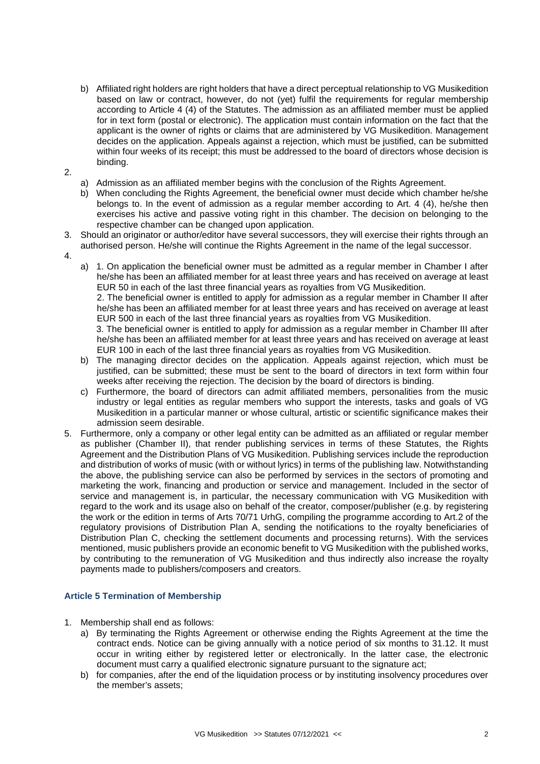b) Affiliated right holders are right holders that have a direct perceptual relationship to VG Musikedition based on law or contract, however, do not (yet) fulfil the requirements for regular membership according to Article 4 (4) of the Statutes. The admission as an affiliated member must be applied for in text form (postal or electronic). The application must contain information on the fact that the applicant is the owner of rights or claims that are administered by VG Musikedition. Management decides on the application. Appeals against a rejection, which must be justified, can be submitted within four weeks of its receipt; this must be addressed to the board of directors whose decision is binding.

2.
   a) Admission as an affiliated member begins with the conclusion of the Rights Agreement.
   b) When concluding the Rights Agreement, the beneficial owner must decide which chamber he/she belongs to. In the event of admission as a regular member according to Art. 4 (4), he/she then exercises his active and passive voting right in this chamber. The decision on belonging to the respective chamber can be changed upon application.
3. Should an originator or author/editor have several successors, they will exercise their rights through an authorised person. He/she will continue the Rights Agreement in the name of the legal successor.
4.
   a) 1. On application the beneficial owner must be admitted as a regular member in Chamber I after he/she has been an affiliated member for at least three years and has received on average at least EUR 50 in each of the last three financial years as royalties from VG Musikedition.
   2. The beneficial owner is entitled to apply for admission as a regular member in Chamber II after he/she has been an affiliated member for at least three years and has received on average at least EUR 500 in each of the last three financial years as royalties from VG Musikedition.
   3. The beneficial owner is entitled to apply for admission as a regular member in Chamber III after he/she has been an affiliated member for at least three years and has received on average at least EUR 100 in each of the last three financial years as royalties from VG Musikedition.
   b) The managing director decides on the application. Appeals against rejection, which must be justified, can be submitted; these must be sent to the board of directors in text form within four weeks after receiving the rejection. The decision by the board of directors is binding.
   c) Furthermore, the board of directors can admit affiliated members, personalities from the music industry or legal entities as regular members who support the interests, tasks and goals of VG Musikedition in a particular manner or whose cultural, artistic or scientific significance makes their admission seem desirable.
5. Furthermore, only a company or other legal entity can be admitted as an affiliated or regular member as publisher (Chamber II), that render publishing services in terms of these Statutes, the Rights Agreement and the Distribution Plans of VG Musikedition. Publishing services include the reproduction and distribution of works of music (with or without lyrics) in terms of the publishing law. Notwithstanding the above, the publishing service can also be performed by services in the sectors of promoting and marketing the work, financing and production or service and management. Included in the sector of service and management is, in particular, the necessary communication with VG Musikedition with regard to the work and its usage also on behalf of the creator, composer/publisher (e.g. by registering the work or the edition in terms of Arts 70/71 UrhG, compiling the programme according to Art.2 of the regulatory provisions of Distribution Plan A, sending the notifications to the royalty beneficiaries of Distribution Plan C, checking the settlement documents and processing returns). With the services mentioned, music publishers provide an economic benefit to VG Musikedition with the published works, by contributing to the remuneration of VG Musikedition and thus indirectly also increase the royalty payments made to publishers/composers and creators.

### Article 5 Termination of Membership

1. Membership shall end as follows:
   a) By terminating the Rights Agreement or otherwise ending the Rights Agreement at the time the contract ends. Notice can be giving annually with a notice period of six months to 31.12. It must occur in writing either by registered letter or electronically. In the latter case, the electronic document must carry a qualified electronic signature pursuant to the signature act;
   b) for companies, after the end of the liquidation process or by instituting insolvency procedures over the member's assets;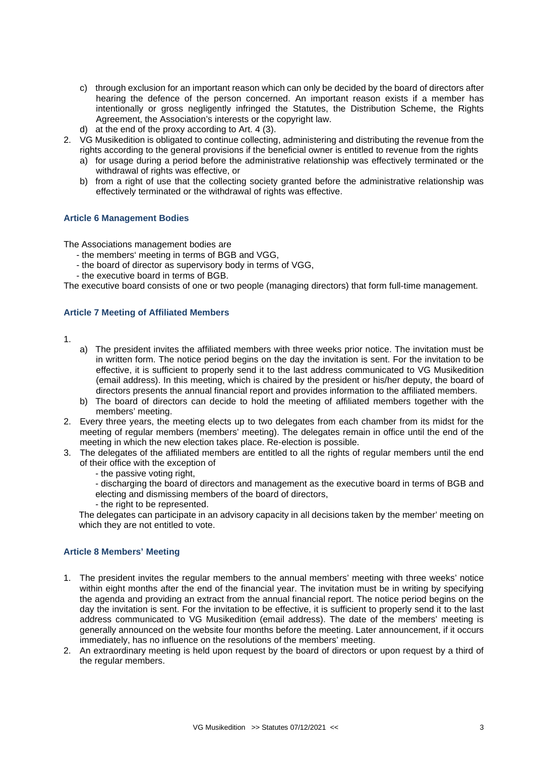c) through exclusion for an important reason which can only be decided by the board of directors after hearing the defence of the person concerned. An important reason exists if a member has intentionally or gross negligently infringed the Statutes, the Distribution Scheme, the Rights Agreement, the Association's interests or the copyright law.
d) at the end of the proxy according to Art. 4 (3).

2. VG Musikedition is obligated to continue collecting, administering and distributing the revenue from the rights according to the general provisions if the beneficial owner is entitled to revenue from the rights
   a) for usage during a period before the administrative relationship was effectively terminated or the withdrawal of rights was effective, or
   b) from a right of use that the collecting society granted before the administrative relationship was effectively terminated or the withdrawal of rights was effective.

### Article 6 Management Bodies

The Associations management bodies are
- the members' meeting in terms of BGB and VGG,
- the board of director as supervisory body in terms of VGG,
- the executive board in terms of BGB.

The executive board consists of one or two people (managing directors) that form full-time management.

### Article 7 Meeting of Affiliated Members

1.
   a) The president invites the affiliated members with three weeks prior notice. The invitation must be in written form. The notice period begins on the day the invitation is sent. For the invitation to be effective, it is sufficient to properly send it to the last address communicated to VG Musikedition (email address). In this meeting, which is chaired by the president or his/her deputy, the board of directors presents the annual financial report and provides information to the affiliated members.
   b) The board of directors can decide to hold the meeting of affiliated members together with the members' meeting.
2. Every three years, the meeting elects up to two delegates from each chamber from its midst for the meeting of regular members (members' meeting). The delegates remain in office until the end of the meeting in which the new election takes place. Re-election is possible.
3. The delegates of the affiliated members are entitled to all the rights of regular members until the end of their office with the exception of
   - the passive voting right,
   - discharging the board of directors and management as the executive board in terms of BGB and electing and dismissing members of the board of directors,
   - the right to be represented.

   The delegates can participate in an advisory capacity in all decisions taken by the member' meeting on which they are not entitled to vote.

### Article 8 Members' Meeting

1. The president invites the regular members to the annual members' meeting with three weeks' notice within eight months after the end of the financial year. The invitation must be in writing by specifying the agenda and providing an extract from the annual financial report. The notice period begins on the day the invitation is sent. For the invitation to be effective, it is sufficient to properly send it to the last address communicated to VG Musikedition (email address). The date of the members' meeting is generally announced on the website four months before the meeting. Later announcement, if it occurs immediately, has no influence on the resolutions of the members' meeting.
2. An extraordinary meeting is held upon request by the board of directors or upon request by a third of the regular members.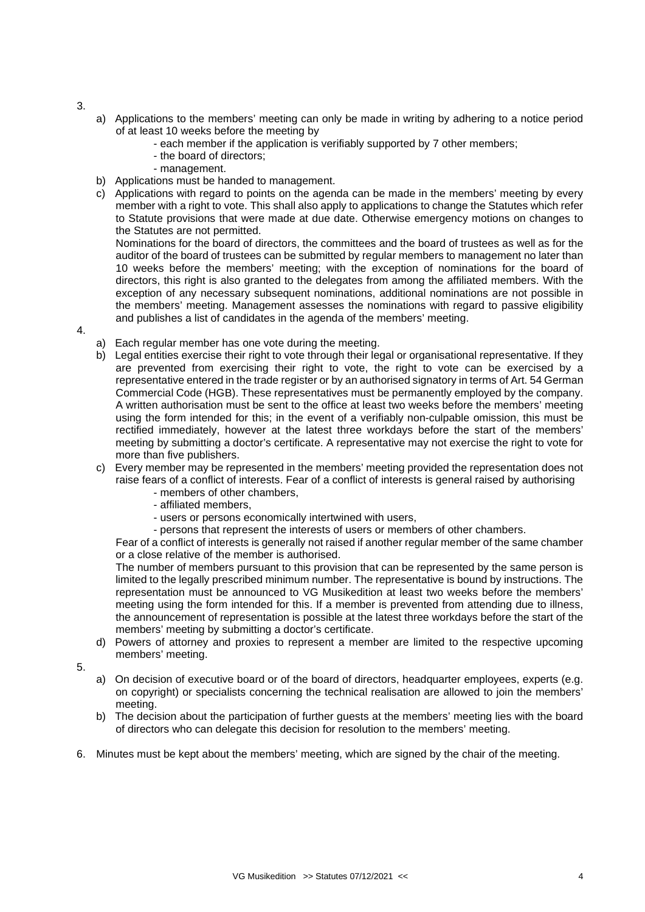3.

a) Applications to the members' meeting can only be made in writing by adhering to a notice period of at least 10 weeks before the meeting by
   - each member if the application is verifiably supported by 7 other members;
   - the board of directors;
   - management.
b) Applications must be handed to management.
c) Applications with regard to points on the agenda can be made in the members' meeting by every member with a right to vote. This shall also apply to applications to change the Statutes which refer to Statute provisions that were made at due date. Otherwise emergency motions on changes to the Statutes are not permitted.

   Nominations for the board of directors, the committees and the board of trustees as well as for the auditor of the board of trustees can be submitted by regular members to management no later than 10 weeks before the members' meeting; with the exception of nominations for the board of directors, this right is also granted to the delegates from among the affiliated members. With the exception of any necessary subsequent nominations, additional nominations are not possible in the members' meeting. Management assesses the nominations with regard to passive eligibility and publishes a list of candidates in the agenda of the members' meeting.

4.

a) Each regular member has one vote during the meeting.
b) Legal entities exercise their right to vote through their legal or organisational representative. If they are prevented from exercising their right to vote, the right to vote can be exercised by a representative entered in the trade register or by an authorised signatory in terms of Art. 54 German Commercial Code (HGB). These representatives must be permanently employed by the company. A written authorisation must be sent to the office at least two weeks before the members' meeting using the form intended for this; in the event of a verifiably non-culpable omission, this must be rectified immediately, however at the latest three workdays before the start of the members' meeting by submitting a doctor's certificate. A representative may not exercise the right to vote for more than five publishers.
c) Every member may be represented in the members' meeting provided the representation does not raise fears of a conflict of interests. Fear of a conflict of interests is general raised by authorising
   - members of other chambers,
   - affiliated members,
   - users or persons economically intertwined with users,
   - persons that represent the interests of users or members of other chambers.

   Fear of a conflict of interests is generally not raised if another regular member of the same chamber or a close relative of the member is authorised.

   The number of members pursuant to this provision that can be represented by the same person is limited to the legally prescribed minimum number. The representative is bound by instructions. The representation must be announced to VG Musikedition at least two weeks before the members' meeting using the form intended for this. If a member is prevented from attending due to illness, the announcement of representation is possible at the latest three workdays before the start of the members' meeting by submitting a doctor's certificate.
d) Powers of attorney and proxies to represent a member are limited to the respective upcoming members' meeting.

5.

a) On decision of executive board or of the board of directors, headquarter employees, experts (e.g. on copyright) or specialists concerning the technical realisation are allowed to join the members' meeting.
b) The decision about the participation of further guests at the members' meeting lies with the board of directors who can delegate this decision for resolution to the members' meeting.

6. Minutes must be kept about the members' meeting, which are signed by the chair of the meeting.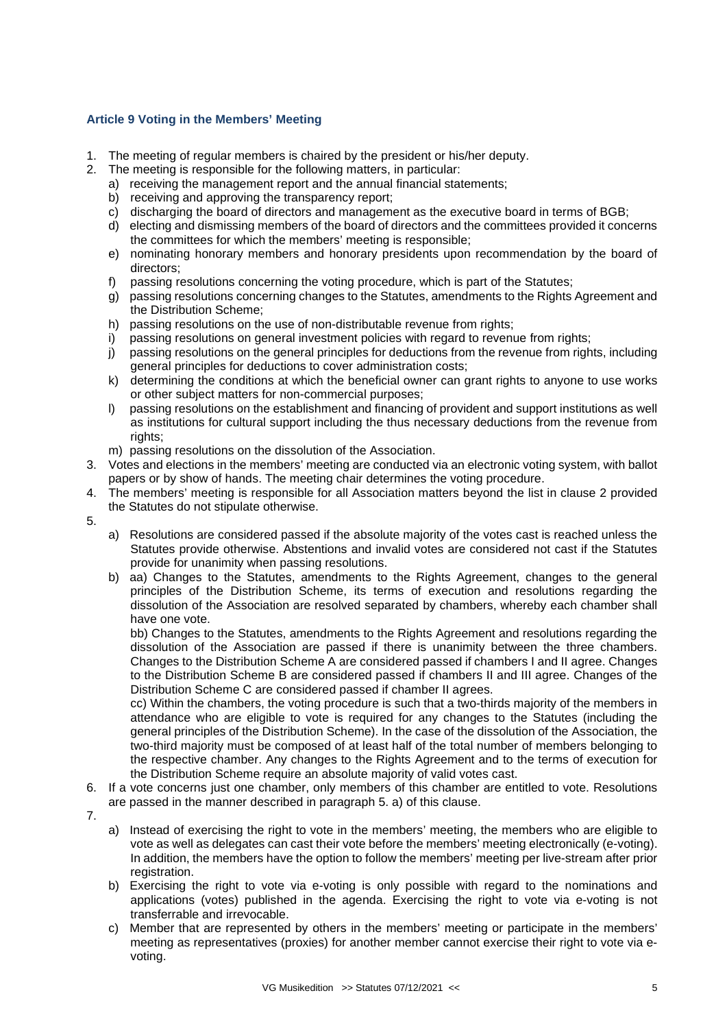### Article 9 Voting in the Members' Meeting

1. The meeting of regular members is chaired by the president or his/her deputy.
2. The meeting is responsible for the following matters, in particular:
   a) receiving the management report and the annual financial statements;
   b) receiving and approving the transparency report;
   c) discharging the board of directors and management as the executive board in terms of BGB;
   d) electing and dismissing members of the board of directors and the committees provided it concerns the committees for which the members' meeting is responsible;
   e) nominating honorary members and honorary presidents upon recommendation by the board of directors;
   f) passing resolutions concerning the voting procedure, which is part of the Statutes;
   g) passing resolutions concerning changes to the Statutes, amendments to the Rights Agreement and the Distribution Scheme;
   h) passing resolutions on the use of non-distributable revenue from rights;
   i) passing resolutions on general investment policies with regard to revenue from rights;
   j) passing resolutions on the general principles for deductions from the revenue from rights, including general principles for deductions to cover administration costs;
   k) determining the conditions at which the beneficial owner can grant rights to anyone to use works or other subject matters for non-commercial purposes;
   l) passing resolutions on the establishment and financing of provident and support institutions as well as institutions for cultural support including the thus necessary deductions from the revenue from rights;
   m) passing resolutions on the dissolution of the Association.
3. Votes and elections in the members' meeting are conducted via an electronic voting system, with ballot papers or by show of hands. The meeting chair determines the voting procedure.
4. The members' meeting is responsible for all Association matters beyond the list in clause 2 provided the Statutes do not stipulate otherwise.
5.
   a) Resolutions are considered passed if the absolute majority of the votes cast is reached unless the Statutes provide otherwise. Abstentions and invalid votes are considered not cast if the Statutes provide for unanimity when passing resolutions.
   b) aa) Changes to the Statutes, amendments to the Rights Agreement, changes to the general principles of the Distribution Scheme, its terms of execution and resolutions regarding the dissolution of the Association are resolved separated by chambers, whereby each chamber shall have one vote.

      bb) Changes to the Statutes, amendments to the Rights Agreement and resolutions regarding the dissolution of the Association are passed if there is unanimity between the three chambers. Changes to the Distribution Scheme A are considered passed if chambers I and II agree. Changes to the Distribution Scheme B are considered passed if chambers II and III agree. Changes of the Distribution Scheme C are considered passed if chamber II agrees.

      cc) Within the chambers, the voting procedure is such that a two-thirds majority of the members in attendance who are eligible to vote is required for any changes to the Statutes (including the general principles of the Distribution Scheme). In the case of the dissolution of the Association, the two-third majority must be composed of at least half of the total number of members belonging to the respective chamber. Any changes to the Rights Agreement and to the terms of execution for the Distribution Scheme require an absolute majority of valid votes cast.
6. If a vote concerns just one chamber, only members of this chamber are entitled to vote. Resolutions are passed in the manner described in paragraph 5. a) of this clause.
7.
   a) Instead of exercising the right to vote in the members' meeting, the members who are eligible to vote as well as delegates can cast their vote before the members' meeting electronically (e-voting). In addition, the members have the option to follow the members' meeting per live-stream after prior registration.
   b) Exercising the right to vote via e-voting is only possible with regard to the nominations and applications (votes) published in the agenda. Exercising the right to vote via e-voting is not transferrable and irrevocable.
   c) Member that are represented by others in the members' meeting or participate in the members' meeting as representatives (proxies) for another member cannot exercise their right to vote via e-voting.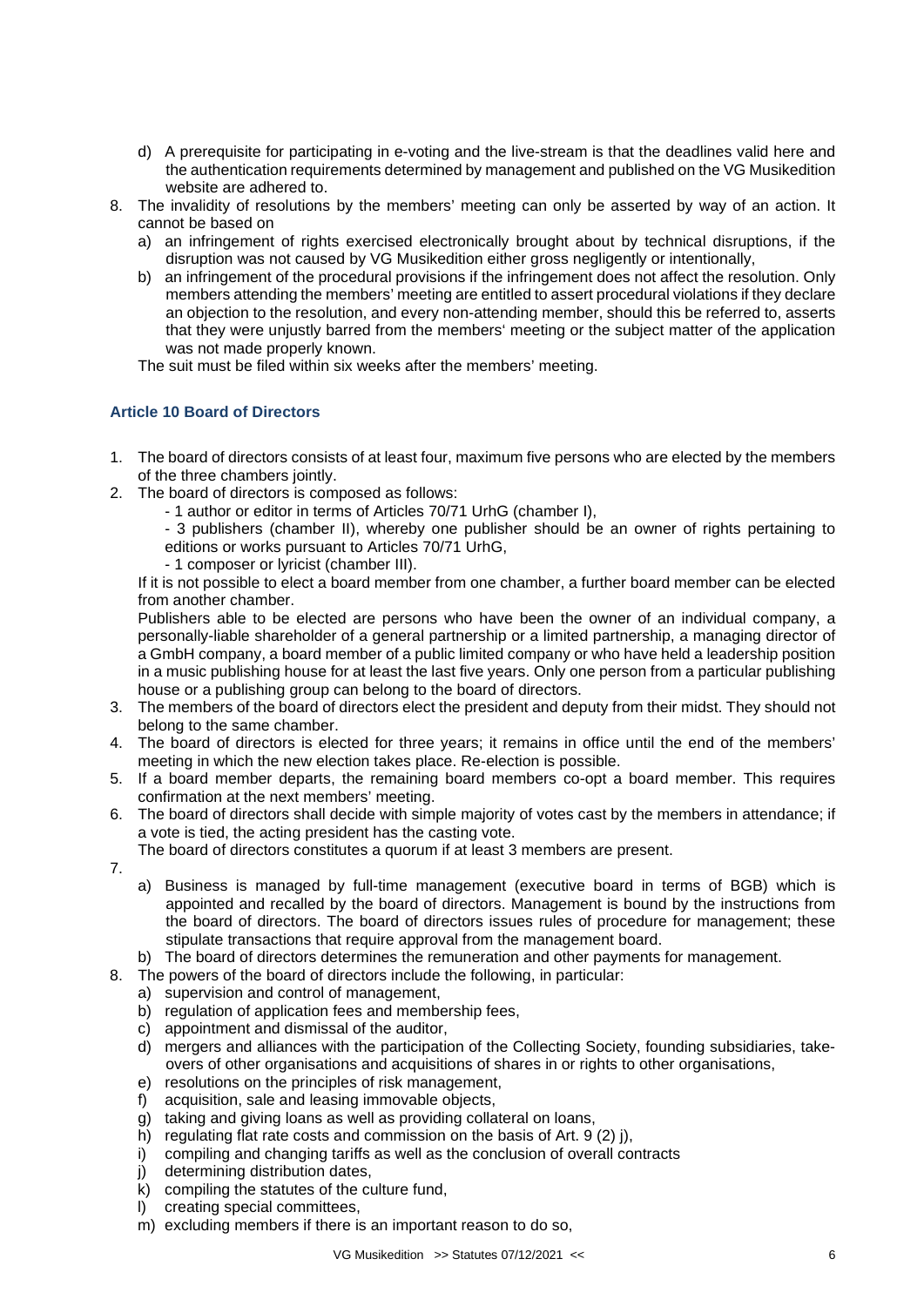d) A prerequisite for participating in e-voting and the live-stream is that the deadlines valid here and the authentication requirements determined by management and published on the VG Musikedition website are adhered to.

8. The invalidity of resolutions by the members' meeting can only be asserted by way of an action. It cannot be based on
   a) an infringement of rights exercised electronically brought about by technical disruptions, if the disruption was not caused by VG Musikedition either gross negligently or intentionally,
   b) an infringement of the procedural provisions if the infringement does not affect the resolution. Only members attending the members' meeting are entitled to assert procedural violations if they declare an objection to the resolution, and every non-attending member, should this be referred to, asserts that they were unjustly barred from the members' meeting or the subject matter of the application was not made properly known.

   The suit must be filed within six weeks after the members' meeting.

### Article 10 Board of Directors

1. The board of directors consists of at least four, maximum five persons who are elected by the members of the three chambers jointly.
2. The board of directors is composed as follows:
   - 1 author or editor in terms of Articles 70/71 UrhG (chamber I),
   - 3 publishers (chamber II), whereby one publisher should be an owner of rights pertaining to editions or works pursuant to Articles 70/71 UrhG,
   - 1 composer or lyricist (chamber III).

   If it is not possible to elect a board member from one chamber, a further board member can be elected from another chamber.

   Publishers able to be elected are persons who have been the owner of an individual company, a personally-liable shareholder of a general partnership or a limited partnership, a managing director of a GmbH company, a board member of a public limited company or who have held a leadership position in a music publishing house for at least the last five years. Only one person from a particular publishing house or a publishing group can belong to the board of directors.
3. The members of the board of directors elect the president and deputy from their midst. They should not belong to the same chamber.
4. The board of directors is elected for three years; it remains in office until the end of the members' meeting in which the new election takes place. Re-election is possible.
5. If a board member departs, the remaining board members co-opt a board member. This requires confirmation at the next members' meeting.
6. The board of directors shall decide with simple majority of votes cast by the members in attendance; if a vote is tied, the acting president has the casting vote.

   The board of directors constitutes a quorum if at least 3 members are present.
7. 
   a) Business is managed by full-time management (executive board in terms of BGB) which is appointed and recalled by the board of directors. Management is bound by the instructions from the board of directors. The board of directors issues rules of procedure for management; these stipulate transactions that require approval from the management board.
   b) The board of directors determines the remuneration and other payments for management.
8. The powers of the board of directors include the following, in particular:
   a) supervision and control of management,
   b) regulation of application fees and membership fees,
   c) appointment and dismissal of the auditor,
   d) mergers and alliances with the participation of the Collecting Society, founding subsidiaries, take-overs of other organisations and acquisitions of shares in or rights to other organisations,
   e) resolutions on the principles of risk management,
   f) acquisition, sale and leasing immovable objects,
   g) taking and giving loans as well as providing collateral on loans,
   h) regulating flat rate costs and commission on the basis of Art. 9 (2) j),
   i) compiling and changing tariffs as well as the conclusion of overall contracts
   j) determining distribution dates,
   k) compiling the statutes of the culture fund,
   l) creating special committees,
   m) excluding members if there is an important reason to do so,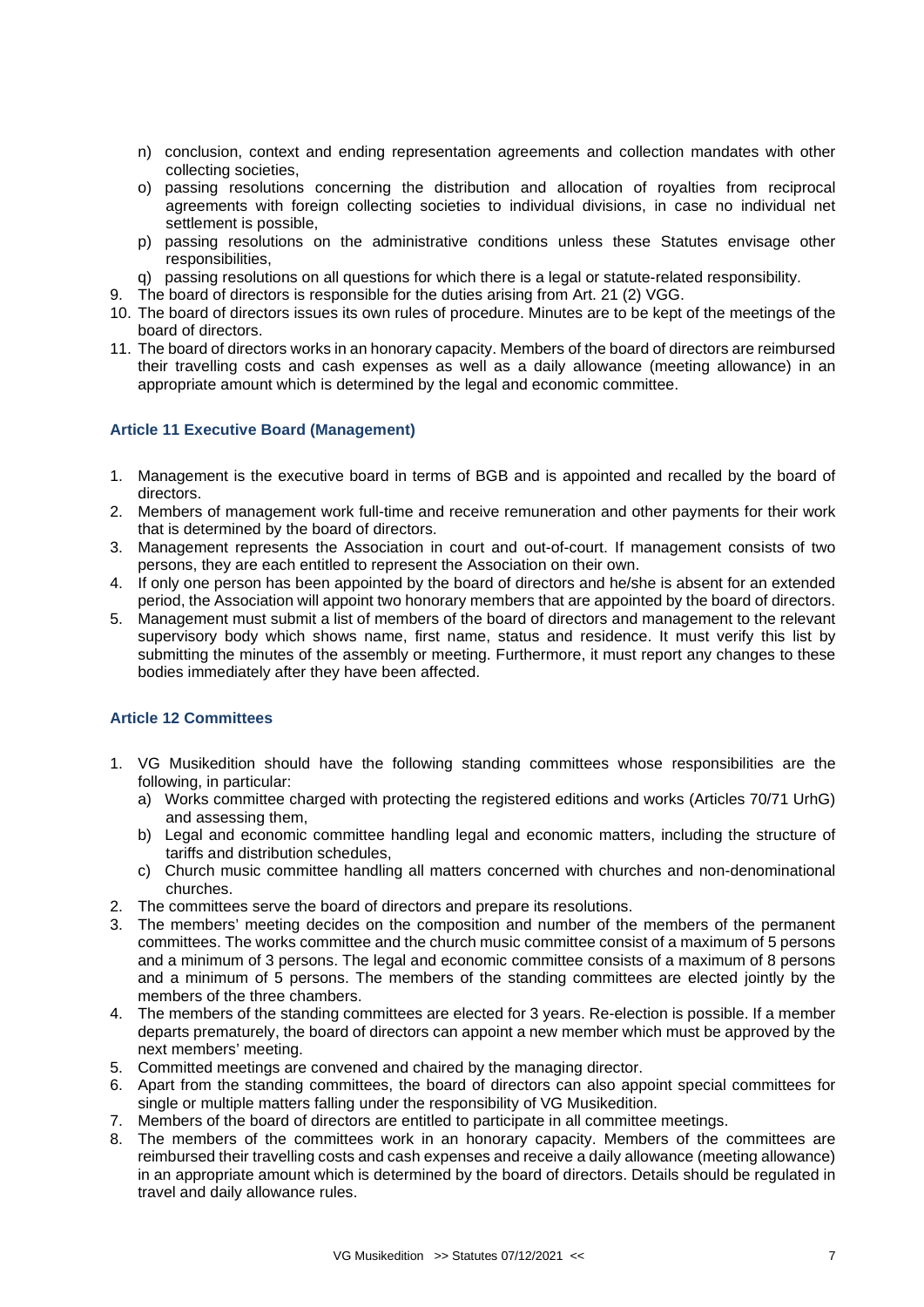n) conclusion, context and ending representation agreements and collection mandates with other collecting societies,
o) passing resolutions concerning the distribution and allocation of royalties from reciprocal agreements with foreign collecting societies to individual divisions, in case no individual net settlement is possible,
p) passing resolutions on the administrative conditions unless these Statutes envisage other responsibilities,
q) passing resolutions on all questions for which there is a legal or statute-related responsibility.

9. The board of directors is responsible for the duties arising from Art. 21 (2) VGG.
10. The board of directors issues its own rules of procedure. Minutes are to be kept of the meetings of the board of directors.
11. The board of directors works in an honorary capacity. Members of the board of directors are reimbursed their travelling costs and cash expenses as well as a daily allowance (meeting allowance) in an appropriate amount which is determined by the legal and economic committee.

### Article 11 Executive Board (Management)

1. Management is the executive board in terms of BGB and is appointed and recalled by the board of directors.
2. Members of management work full-time and receive remuneration and other payments for their work that is determined by the board of directors.
3. Management represents the Association in court and out-of-court. If management consists of two persons, they are each entitled to represent the Association on their own.
4. If only one person has been appointed by the board of directors and he/she is absent for an extended period, the Association will appoint two honorary members that are appointed by the board of directors.
5. Management must submit a list of members of the board of directors and management to the relevant supervisory body which shows name, first name, status and residence. It must verify this list by submitting the minutes of the assembly or meeting. Furthermore, it must report any changes to these bodies immediately after they have been affected.

### Article 12 Committees

1. VG Musikedition should have the following standing committees whose responsibilities are the following, in particular:
   a) Works committee charged with protecting the registered editions and works (Articles 70/71 UrhG) and assessing them,
   b) Legal and economic committee handling legal and economic matters, including the structure of tariffs and distribution schedules,
   c) Church music committee handling all matters concerned with churches and non-denominational churches.
2. The committees serve the board of directors and prepare its resolutions.
3. The members' meeting decides on the composition and number of the members of the permanent committees. The works committee and the church music committee consist of a maximum of 5 persons and a minimum of 3 persons. The legal and economic committee consists of a maximum of 8 persons and a minimum of 5 persons. The members of the standing committees are elected jointly by the members of the three chambers.
4. The members of the standing committees are elected for 3 years. Re-election is possible. If a member departs prematurely, the board of directors can appoint a new member which must be approved by the next members' meeting.
5. Committed meetings are convened and chaired by the managing director.
6. Apart from the standing committees, the board of directors can also appoint special committees for single or multiple matters falling under the responsibility of VG Musikedition.
7. Members of the board of directors are entitled to participate in all committee meetings.
8. The members of the committees work in an honorary capacity. Members of the committees are reimbursed their travelling costs and cash expenses and receive a daily allowance (meeting allowance) in an appropriate amount which is determined by the board of directors. Details should be regulated in travel and daily allowance rules.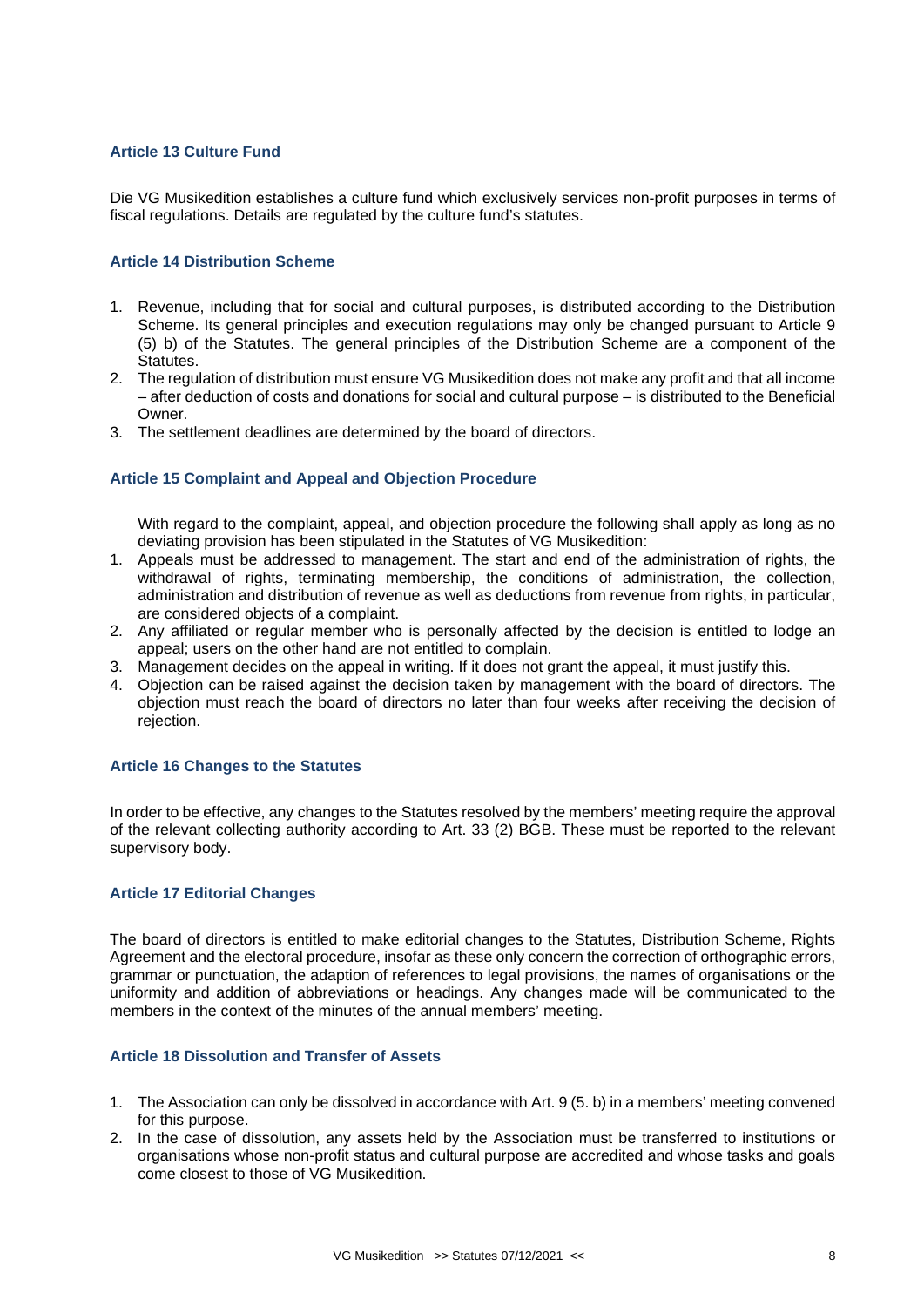### Article 13 Culture Fund

Die VG Musikedition establishes a culture fund which exclusively services non-profit purposes in terms of fiscal regulations. Details are regulated by the culture fund's statutes.

### Article 14 Distribution Scheme

1. Revenue, including that for social and cultural purposes, is distributed according to the Distribution Scheme. Its general principles and execution regulations may only be changed pursuant to Article 9 (5) b) of the Statutes. The general principles of the Distribution Scheme are a component of the Statutes.
2. The regulation of distribution must ensure VG Musikedition does not make any profit and that all income – after deduction of costs and donations for social and cultural purpose – is distributed to the Beneficial Owner.
3. The settlement deadlines are determined by the board of directors.

### Article 15 Complaint and Appeal and Objection Procedure

With regard to the complaint, appeal, and objection procedure the following shall apply as long as no deviating provision has been stipulated in the Statutes of VG Musikedition:

1. Appeals must be addressed to management. The start and end of the administration of rights, the withdrawal of rights, terminating membership, the conditions of administration, the collection, administration and distribution of revenue as well as deductions from revenue from rights, in particular, are considered objects of a complaint.
2. Any affiliated or regular member who is personally affected by the decision is entitled to lodge an appeal; users on the other hand are not entitled to complain.
3. Management decides on the appeal in writing. If it does not grant the appeal, it must justify this.
4. Objection can be raised against the decision taken by management with the board of directors. The objection must reach the board of directors no later than four weeks after receiving the decision of rejection.

### Article 16 Changes to the Statutes

In order to be effective, any changes to the Statutes resolved by the members' meeting require the approval of the relevant collecting authority according to Art. 33 (2) BGB. These must be reported to the relevant supervisory body.

### Article 17 Editorial Changes

The board of directors is entitled to make editorial changes to the Statutes, Distribution Scheme, Rights Agreement and the electoral procedure, insofar as these only concern the correction of orthographic errors, grammar or punctuation, the adaption of references to legal provisions, the names of organisations or the uniformity and addition of abbreviations or headings. Any changes made will be communicated to the members in the context of the minutes of the annual members' meeting.

### Article 18 Dissolution and Transfer of Assets

1. The Association can only be dissolved in accordance with Art. 9 (5. b) in a members' meeting convened for this purpose.
2. In the case of dissolution, any assets held by the Association must be transferred to institutions or organisations whose non-profit status and cultural purpose are accredited and whose tasks and goals come closest to those of VG Musikedition.